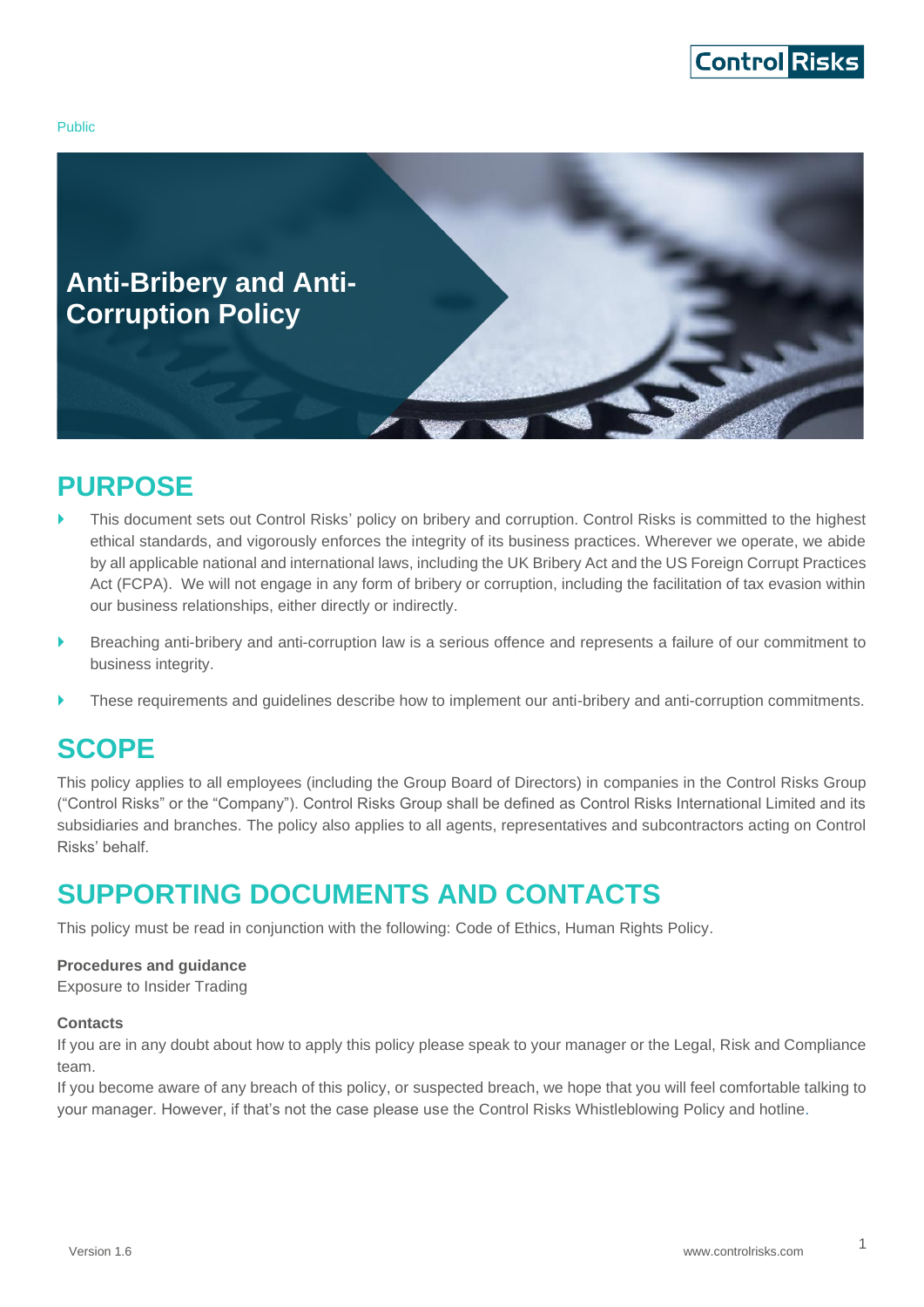Public

# Anti-Bribery and Anti-Corruption Policy

## PURPOSE

- This document sets out Control Risks' policy on bribery and corruption. Control Risks is committed to the highest ethical standards, and vigorously enforces the integrity of its business practices. Wherever we operate, we abide by all applicable national and international laws, including the UK Bribery Act and the US Foreign Corrupt Practices Act (FCPA). We will not engage in any form of bribery or corruption, including the facilitation of tax evasion within our business relationships, either directly or indirectly.
- Breaching anti-bribery and anti-corruption law is a serious offence and represents a failure of our commitment to business integrity.
- These requirements and guidelines describe how to implement our anti-bribery and anti-corruption commitments.

## SCOPE

This policy applies to all employees (including the Group Board of Directors) in companies in the Control Risks Group ("Control Risks" or the "Company"). Control Risks Group shall be defined as Control Risks International Limited and its subsidiaries and branches. The policy also applies to all agents, representatives and subcontractors acting on Control Risks' behalf.

## SUPPORTING DOCUMENTS AND CONTACTS

This policy must be read in conjunction with the following: Code of Ethics, Human Rights Policy.

**Procedures and guidance**
Exposure to Insider Trading

**Contacts**
If you are in any doubt about how to apply this policy please speak to your manager or the Legal, Risk and Compliance team.
If you become aware of any breach of this policy, or suspected breach, we hope that you will feel comfortable talking to your manager. However, if that's not the case please use the Control Risks Whistleblowing Policy and hotline.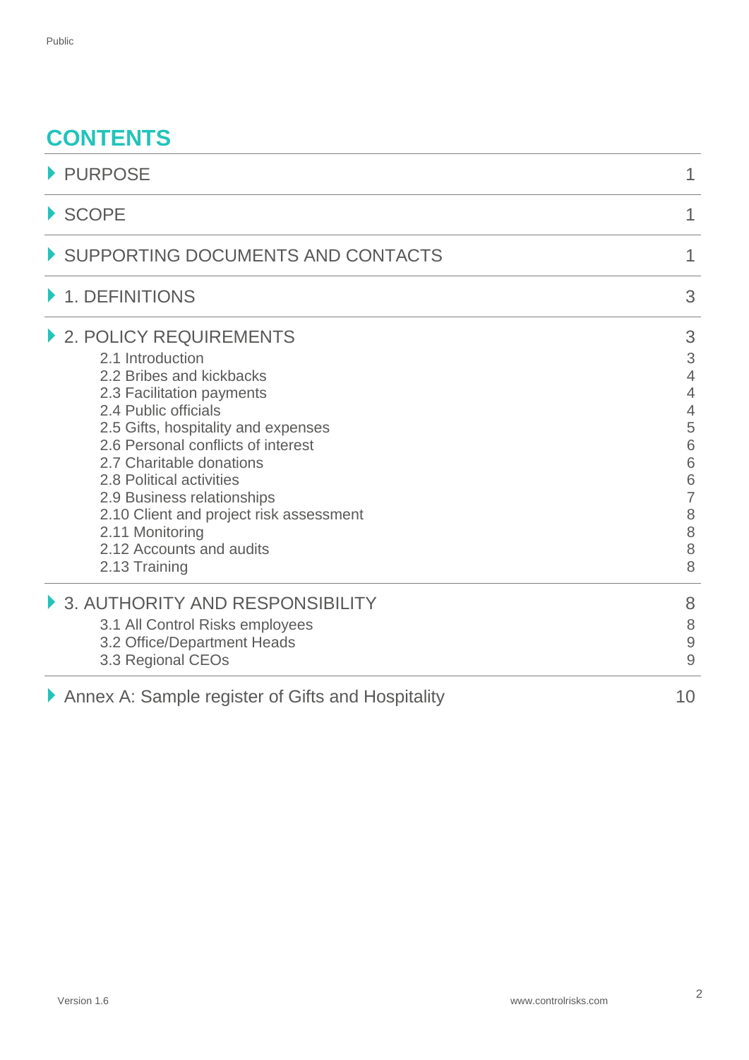# CONTENTS

| | |
|---|---|
| PURPOSE | 1 |
| SCOPE | 1 |
| SUPPORTING DOCUMENTS AND CONTACTS | 1 |
| 1. DEFINITIONS | 3 |
| 2. POLICY REQUIREMENTS | 3 |
| 2.1 Introduction | 3 |
| 2.2 Bribes and kickbacks | 4 |
| 2.3 Facilitation payments | 4 |
| 2.4 Public officials | 4 |
| 2.5 Gifts, hospitality and expenses | 5 |
| 2.6 Personal conflicts of interest | 6 |
| 2.7 Charitable donations | 6 |
| 2.8 Political activities | 6 |
| 2.9 Business relationships | 7 |
| 2.10 Client and project risk assessment | 8 |
| 2.11 Monitoring | 8 |
| 2.12 Accounts and audits | 8 |
| 2.13 Training | 8 |
| 3. AUTHORITY AND RESPONSIBILITY | 8 |
| 3.1 All Control Risks employees | 8 |
| 3.2 Office/Department Heads | 9 |
| 3.3 Regional CEOs | 9 |
| Annex A: Sample register of Gifts and Hospitality | 10 |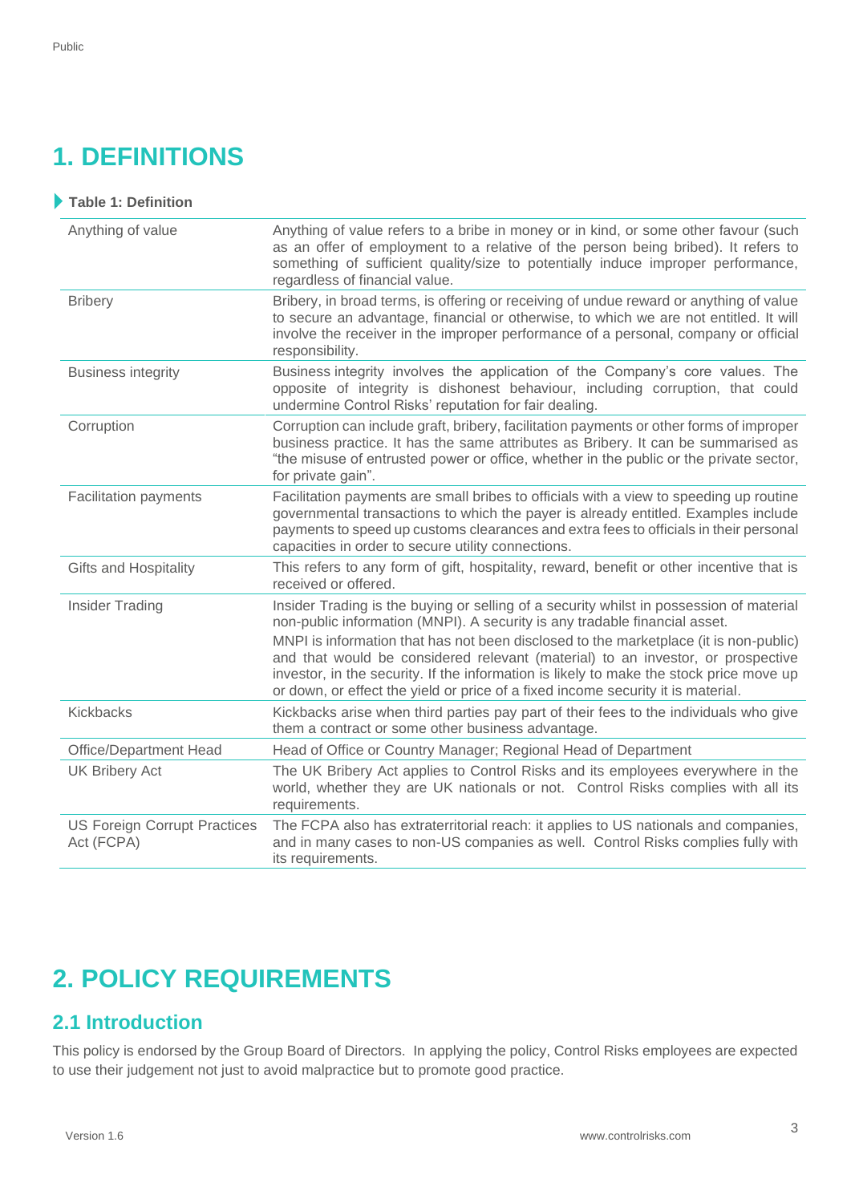# 1. DEFINITIONS

**Table 1: Definition**

| | |
|---|---|
| Anything of value | Anything of value refers to a bribe in money or in kind, or some other favour (such as an offer of employment to a relative of the person being bribed). It refers to something of sufficient quality/size to potentially induce improper performance, regardless of financial value. |
| Bribery | Bribery, in broad terms, is offering or receiving of undue reward or anything of value to secure an advantage, financial or otherwise, to which we are not entitled. It will involve the receiver in the improper performance of a personal, company or official responsibility. |
| Business integrity | Business integrity involves the application of the Company's core values. The opposite of integrity is dishonest behaviour, including corruption, that could undermine Control Risks' reputation for fair dealing. |
| Corruption | Corruption can include graft, bribery, facilitation payments or other forms of improper business practice. It has the same attributes as Bribery. It can be summarised as "the misuse of entrusted power or office, whether in the public or the private sector, for private gain". |
| Facilitation payments | Facilitation payments are small bribes to officials with a view to speeding up routine governmental transactions to which the payer is already entitled. Examples include payments to speed up customs clearances and extra fees to officials in their personal capacities in order to secure utility connections. |
| Gifts and Hospitality | This refers to any form of gift, hospitality, reward, benefit or other incentive that is received or offered. |
| Insider Trading | Insider Trading is the buying or selling of a security whilst in possession of material non-public information (MNPI). A security is any tradable financial asset.<br>MNPI is information that has not been disclosed to the marketplace (it is non-public) and that would be considered relevant (material) to an investor, or prospective investor, in the security. If the information is likely to make the stock price move up or down, or effect the yield or price of a fixed income security it is material. |
| Kickbacks | Kickbacks arise when third parties pay part of their fees to the individuals who give them a contract or some other business advantage. |
| Office/Department Head | Head of Office or Country Manager; Regional Head of Department |
| UK Bribery Act | The UK Bribery Act applies to Control Risks and its employees everywhere in the world, whether they are UK nationals or not. Control Risks complies with all its requirements. |
| US Foreign Corrupt Practices Act (FCPA) | The FCPA also has extraterritorial reach: it applies to US nationals and companies, and in many cases to non-US companies as well. Control Risks complies fully with its requirements. |

# 2. POLICY REQUIREMENTS

## 2.1 Introduction

This policy is endorsed by the Group Board of Directors. In applying the policy, Control Risks employees are expected to use their judgement not just to avoid malpractice but to promote good practice.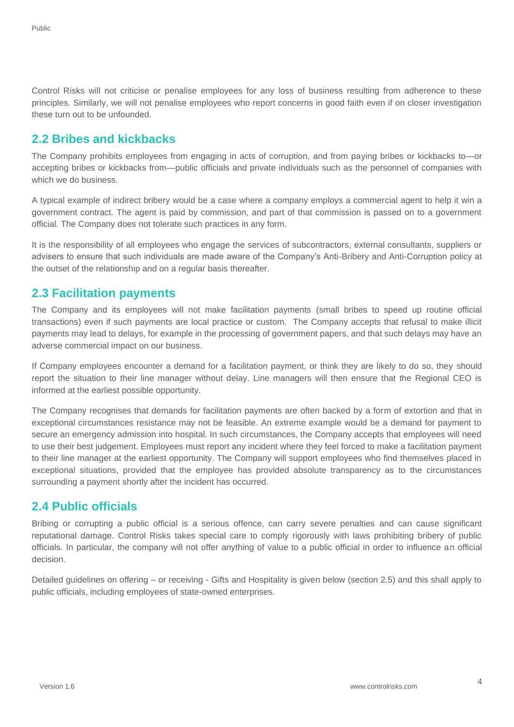Control Risks will not criticise or penalise employees for any loss of business resulting from adherence to these principles. Similarly, we will not penalise employees who report concerns in good faith even if on closer investigation these turn out to be unfounded.

## 2.2 Bribes and kickbacks

The Company prohibits employees from engaging in acts of corruption, and from paying bribes or kickbacks to—or accepting bribes or kickbacks from—public officials and private individuals such as the personnel of companies with which we do business.

A typical example of indirect bribery would be a case where a company employs a commercial agent to help it win a government contract. The agent is paid by commission, and part of that commission is passed on to a government official. The Company does not tolerate such practices in any form.

It is the responsibility of all employees who engage the services of subcontractors, external consultants, suppliers or advisers to ensure that such individuals are made aware of the Company's Anti-Bribery and Anti-Corruption policy at the outset of the relationship and on a regular basis thereafter.

## 2.3 Facilitation payments

The Company and its employees will not make facilitation payments (small bribes to speed up routine official transactions) even if such payments are local practice or custom. The Company accepts that refusal to make illicit payments may lead to delays, for example in the processing of government papers, and that such delays may have an adverse commercial impact on our business.

If Company employees encounter a demand for a facilitation payment, or think they are likely to do so, they should report the situation to their line manager without delay. Line managers will then ensure that the Regional CEO is informed at the earliest possible opportunity.

The Company recognises that demands for facilitation payments are often backed by a form of extortion and that in exceptional circumstances resistance may not be feasible. An extreme example would be a demand for payment to secure an emergency admission into hospital. In such circumstances, the Company accepts that employees will need to use their best judgement. Employees must report any incident where they feel forced to make a facilitation payment to their line manager at the earliest opportunity. The Company will support employees who find themselves placed in exceptional situations, provided that the employee has provided absolute transparency as to the circumstances surrounding a payment shortly after the incident has occurred.

## 2.4 Public officials

Bribing or corrupting a public official is a serious offence, can carry severe penalties and can cause significant reputational damage. Control Risks takes special care to comply rigorously with laws prohibiting bribery of public officials. In particular, the company will not offer anything of value to a public official in order to influence an official decision.

Detailed guidelines on offering – or receiving - Gifts and Hospitality is given below (section 2.5) and this shall apply to public officials, including employees of state-owned enterprises.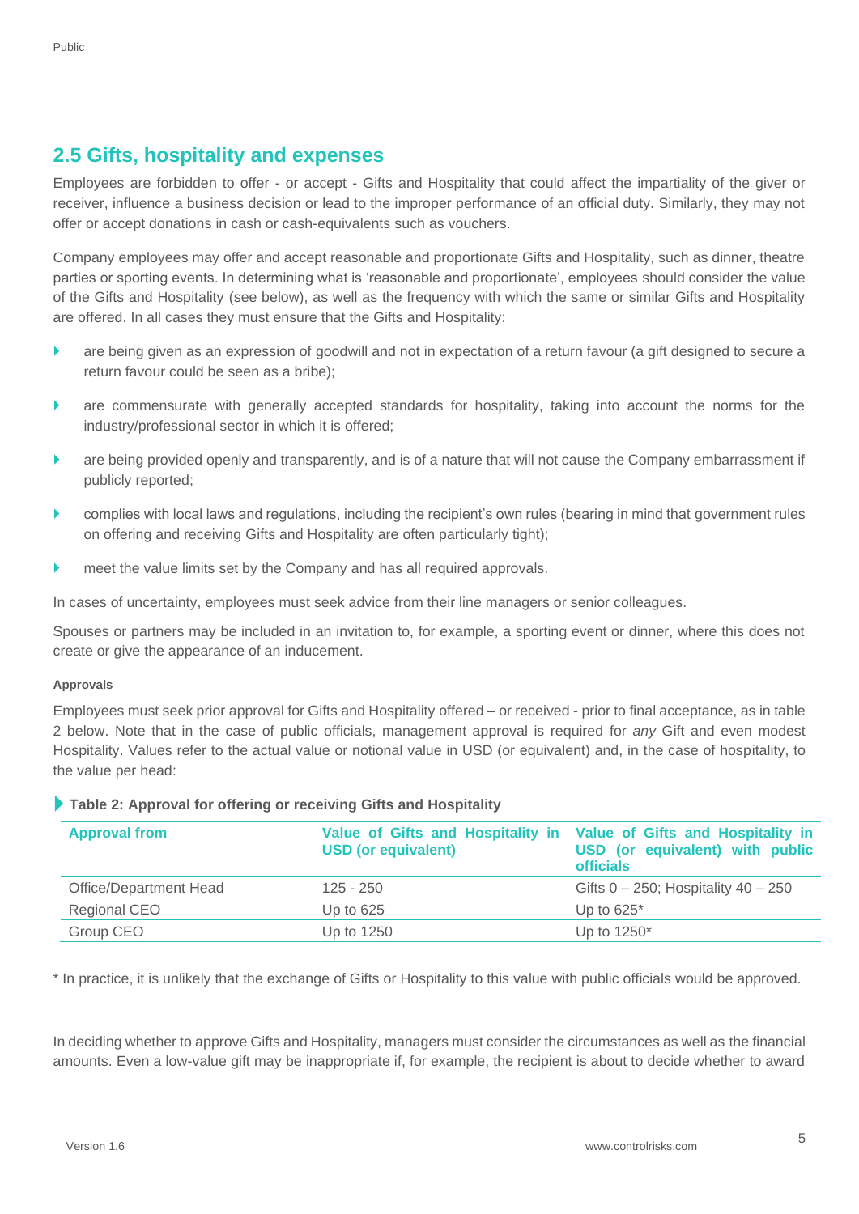## 2.5 Gifts, hospitality and expenses

Employees are forbidden to offer - or accept - Gifts and Hospitality that could affect the impartiality of the giver or receiver, influence a business decision or lead to the improper performance of an official duty. Similarly, they may not offer or accept donations in cash or cash-equivalents such as vouchers.

Company employees may offer and accept reasonable and proportionate Gifts and Hospitality, such as dinner, theatre parties or sporting events. In determining what is 'reasonable and proportionate', employees should consider the value of the Gifts and Hospitality (see below), as well as the frequency with which the same or similar Gifts and Hospitality are offered. In all cases they must ensure that the Gifts and Hospitality:

- are being given as an expression of goodwill and not in expectation of a return favour (a gift designed to secure a return favour could be seen as a bribe);
- are commensurate with generally accepted standards for hospitality, taking into account the norms for the industry/professional sector in which it is offered;
- are being provided openly and transparently, and is of a nature that will not cause the Company embarrassment if publicly reported;
- complies with local laws and regulations, including the recipient's own rules (bearing in mind that government rules on offering and receiving Gifts and Hospitality are often particularly tight);
- meet the value limits set by the Company and has all required approvals.

In cases of uncertainty, employees must seek advice from their line managers or senior colleagues.

Spouses or partners may be included in an invitation to, for example, a sporting event or dinner, where this does not create or give the appearance of an inducement.

#### Approvals

Employees must seek prior approval for Gifts and Hospitality offered – or received - prior to final acceptance, as in table 2 below. Note that in the case of public officials, management approval is required for *any* Gift and even modest Hospitality. Values refer to the actual value or notional value in USD (or equivalent) and, in the case of hospitality, to the value per head:

**Table 2: Approval for offering or receiving Gifts and Hospitality**

| Approval from | Value of Gifts and Hospitality in USD (or equivalent) | Value of Gifts and Hospitality in USD (or equivalent) with public officials |
|---|---|---|
| Office/Department Head | 125 - 250 | Gifts 0 – 250; Hospitality 40 – 250 |
| Regional CEO | Up to 625 | Up to 625* |
| Group CEO | Up to 1250 | Up to 1250* |

* In practice, it is unlikely that the exchange of Gifts or Hospitality to this value with public officials would be approved.

In deciding whether to approve Gifts and Hospitality, managers must consider the circumstances as well as the financial amounts. Even a low-value gift may be inappropriate if, for example, the recipient is about to decide whether to award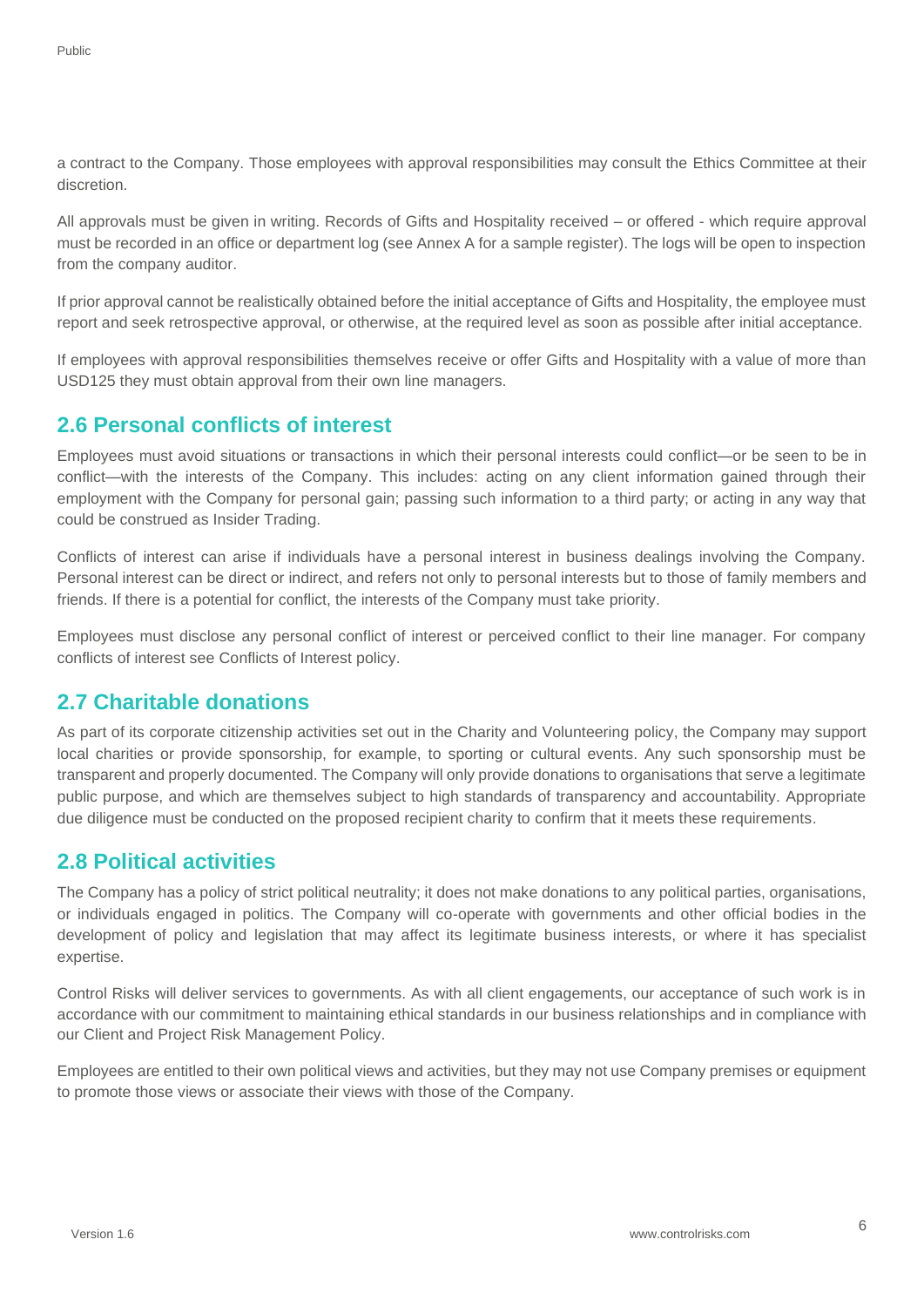a contract to the Company. Those employees with approval responsibilities may consult the Ethics Committee at their discretion.

All approvals must be given in writing. Records of Gifts and Hospitality received – or offered - which require approval must be recorded in an office or department log (see Annex A for a sample register). The logs will be open to inspection from the company auditor.

If prior approval cannot be realistically obtained before the initial acceptance of Gifts and Hospitality, the employee must report and seek retrospective approval, or otherwise, at the required level as soon as possible after initial acceptance.

If employees with approval responsibilities themselves receive or offer Gifts and Hospitality with a value of more than USD125 they must obtain approval from their own line managers.

## 2.6 Personal conflicts of interest

Employees must avoid situations or transactions in which their personal interests could conflict—or be seen to be in conflict—with the interests of the Company. This includes: acting on any client information gained through their employment with the Company for personal gain; passing such information to a third party; or acting in any way that could be construed as Insider Trading.

Conflicts of interest can arise if individuals have a personal interest in business dealings involving the Company. Personal interest can be direct or indirect, and refers not only to personal interests but to those of family members and friends. If there is a potential for conflict, the interests of the Company must take priority.

Employees must disclose any personal conflict of interest or perceived conflict to their line manager. For company conflicts of interest see Conflicts of Interest policy.

## 2.7 Charitable donations

As part of its corporate citizenship activities set out in the Charity and Volunteering policy, the Company may support local charities or provide sponsorship, for example, to sporting or cultural events. Any such sponsorship must be transparent and properly documented. The Company will only provide donations to organisations that serve a legitimate public purpose, and which are themselves subject to high standards of transparency and accountability. Appropriate due diligence must be conducted on the proposed recipient charity to confirm that it meets these requirements.

## 2.8 Political activities

The Company has a policy of strict political neutrality; it does not make donations to any political parties, organisations, or individuals engaged in politics. The Company will co-operate with governments and other official bodies in the development of policy and legislation that may affect its legitimate business interests, or where it has specialist expertise.

Control Risks will deliver services to governments. As with all client engagements, our acceptance of such work is in accordance with our commitment to maintaining ethical standards in our business relationships and in compliance with our Client and Project Risk Management Policy.

Employees are entitled to their own political views and activities, but they may not use Company premises or equipment to promote those views or associate their views with those of the Company.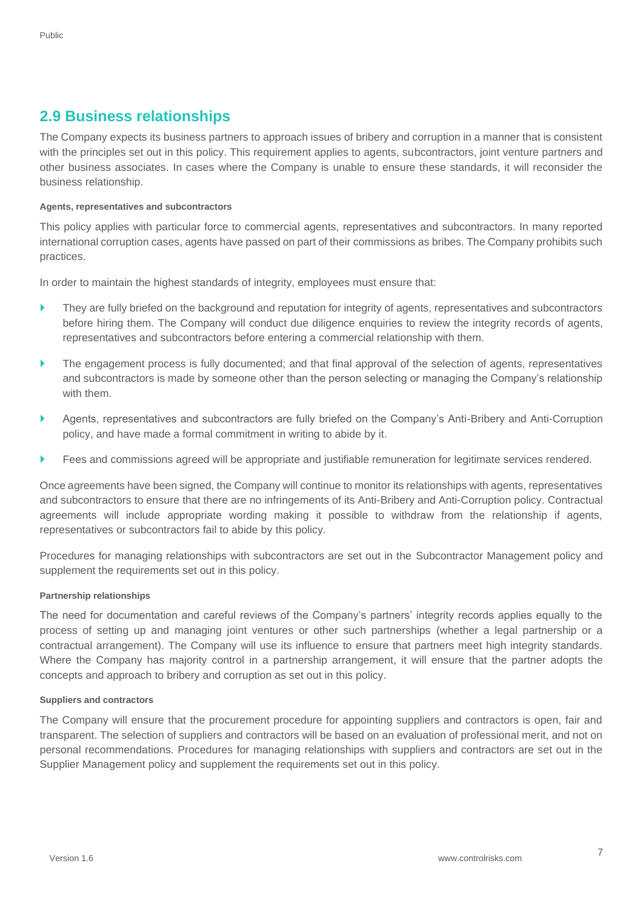## 2.9 Business relationships

The Company expects its business partners to approach issues of bribery and corruption in a manner that is consistent with the principles set out in this policy. This requirement applies to agents, subcontractors, joint venture partners and other business associates. In cases where the Company is unable to ensure these standards, it will reconsider the business relationship.

#### Agents, representatives and subcontractors

This policy applies with particular force to commercial agents, representatives and subcontractors. In many reported international corruption cases, agents have passed on part of their commissions as bribes. The Company prohibits such practices.

In order to maintain the highest standards of integrity, employees must ensure that:

- They are fully briefed on the background and reputation for integrity of agents, representatives and subcontractors before hiring them. The Company will conduct due diligence enquiries to review the integrity records of agents, representatives and subcontractors before entering a commercial relationship with them.
- The engagement process is fully documented; and that final approval of the selection of agents, representatives and subcontractors is made by someone other than the person selecting or managing the Company's relationship with them.
- Agents, representatives and subcontractors are fully briefed on the Company's Anti-Bribery and Anti-Corruption policy, and have made a formal commitment in writing to abide by it.
- Fees and commissions agreed will be appropriate and justifiable remuneration for legitimate services rendered.

Once agreements have been signed, the Company will continue to monitor its relationships with agents, representatives and subcontractors to ensure that there are no infringements of its Anti-Bribery and Anti-Corruption policy. Contractual agreements will include appropriate wording making it possible to withdraw from the relationship if agents, representatives or subcontractors fail to abide by this policy.

Procedures for managing relationships with subcontractors are set out in the Subcontractor Management policy and supplement the requirements set out in this policy.

#### Partnership relationships

The need for documentation and careful reviews of the Company's partners' integrity records applies equally to the process of setting up and managing joint ventures or other such partnerships (whether a legal partnership or a contractual arrangement). The Company will use its influence to ensure that partners meet high integrity standards. Where the Company has majority control in a partnership arrangement, it will ensure that the partner adopts the concepts and approach to bribery and corruption as set out in this policy.

#### Suppliers and contractors

The Company will ensure that the procurement procedure for appointing suppliers and contractors is open, fair and transparent. The selection of suppliers and contractors will be based on an evaluation of professional merit, and not on personal recommendations. Procedures for managing relationships with suppliers and contractors are set out in the Supplier Management policy and supplement the requirements set out in this policy.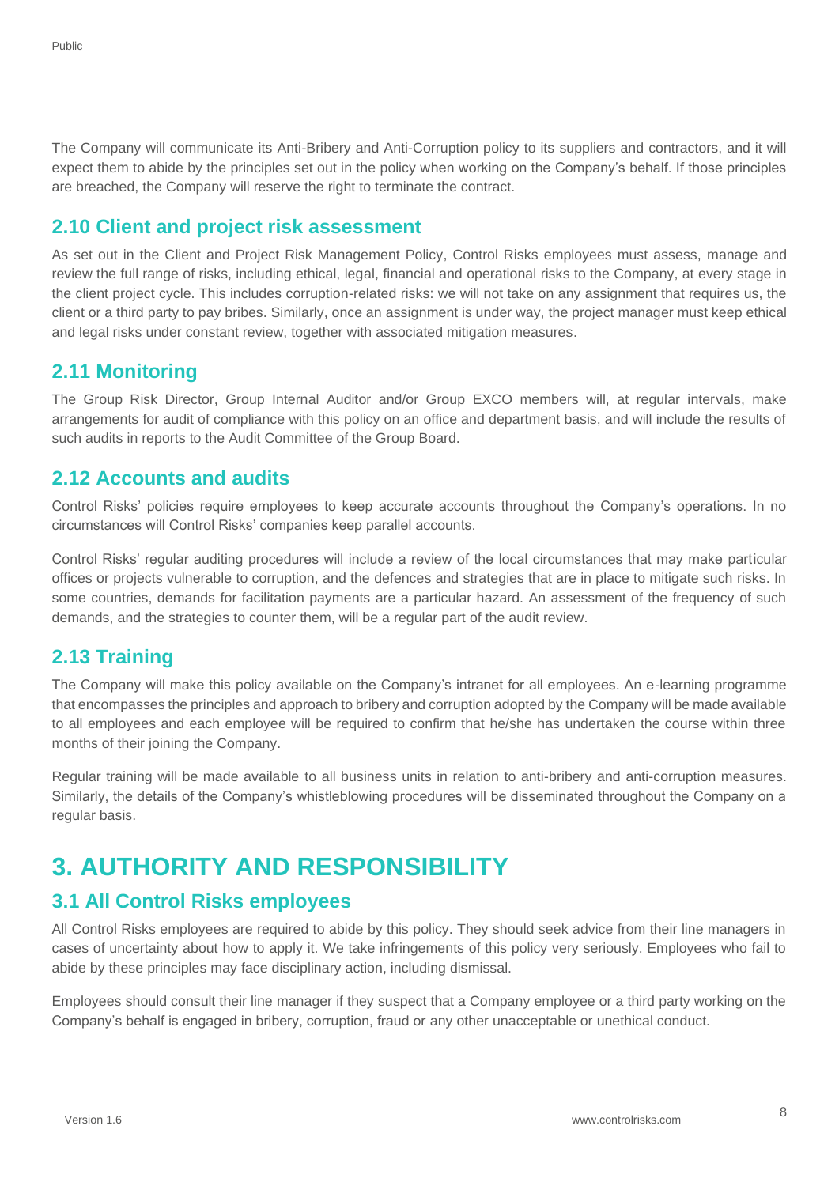The Company will communicate its Anti-Bribery and Anti-Corruption policy to its suppliers and contractors, and it will expect them to abide by the principles set out in the policy when working on the Company's behalf. If those principles are breached, the Company will reserve the right to terminate the contract.

## 2.10 Client and project risk assessment

As set out in the Client and Project Risk Management Policy, Control Risks employees must assess, manage and review the full range of risks, including ethical, legal, financial and operational risks to the Company, at every stage in the client project cycle. This includes corruption-related risks: we will not take on any assignment that requires us, the client or a third party to pay bribes. Similarly, once an assignment is under way, the project manager must keep ethical and legal risks under constant review, together with associated mitigation measures.

## 2.11 Monitoring

The Group Risk Director, Group Internal Auditor and/or Group EXCO members will, at regular intervals, make arrangements for audit of compliance with this policy on an office and department basis, and will include the results of such audits in reports to the Audit Committee of the Group Board.

## 2.12 Accounts and audits

Control Risks' policies require employees to keep accurate accounts throughout the Company's operations. In no circumstances will Control Risks' companies keep parallel accounts.

Control Risks' regular auditing procedures will include a review of the local circumstances that may make particular offices or projects vulnerable to corruption, and the defences and strategies that are in place to mitigate such risks. In some countries, demands for facilitation payments are a particular hazard. An assessment of the frequency of such demands, and the strategies to counter them, will be a regular part of the audit review.

## 2.13 Training

The Company will make this policy available on the Company's intranet for all employees. An e-learning programme that encompasses the principles and approach to bribery and corruption adopted by the Company will be made available to all employees and each employee will be required to confirm that he/she has undertaken the course within three months of their joining the Company.

Regular training will be made available to all business units in relation to anti-bribery and anti-corruption measures. Similarly, the details of the Company's whistleblowing procedures will be disseminated throughout the Company on a regular basis.

# 3. AUTHORITY AND RESPONSIBILITY

## 3.1 All Control Risks employees

All Control Risks employees are required to abide by this policy. They should seek advice from their line managers in cases of uncertainty about how to apply it. We take infringements of this policy very seriously. Employees who fail to abide by these principles may face disciplinary action, including dismissal.

Employees should consult their line manager if they suspect that a Company employee or a third party working on the Company's behalf is engaged in bribery, corruption, fraud or any other unacceptable or unethical conduct.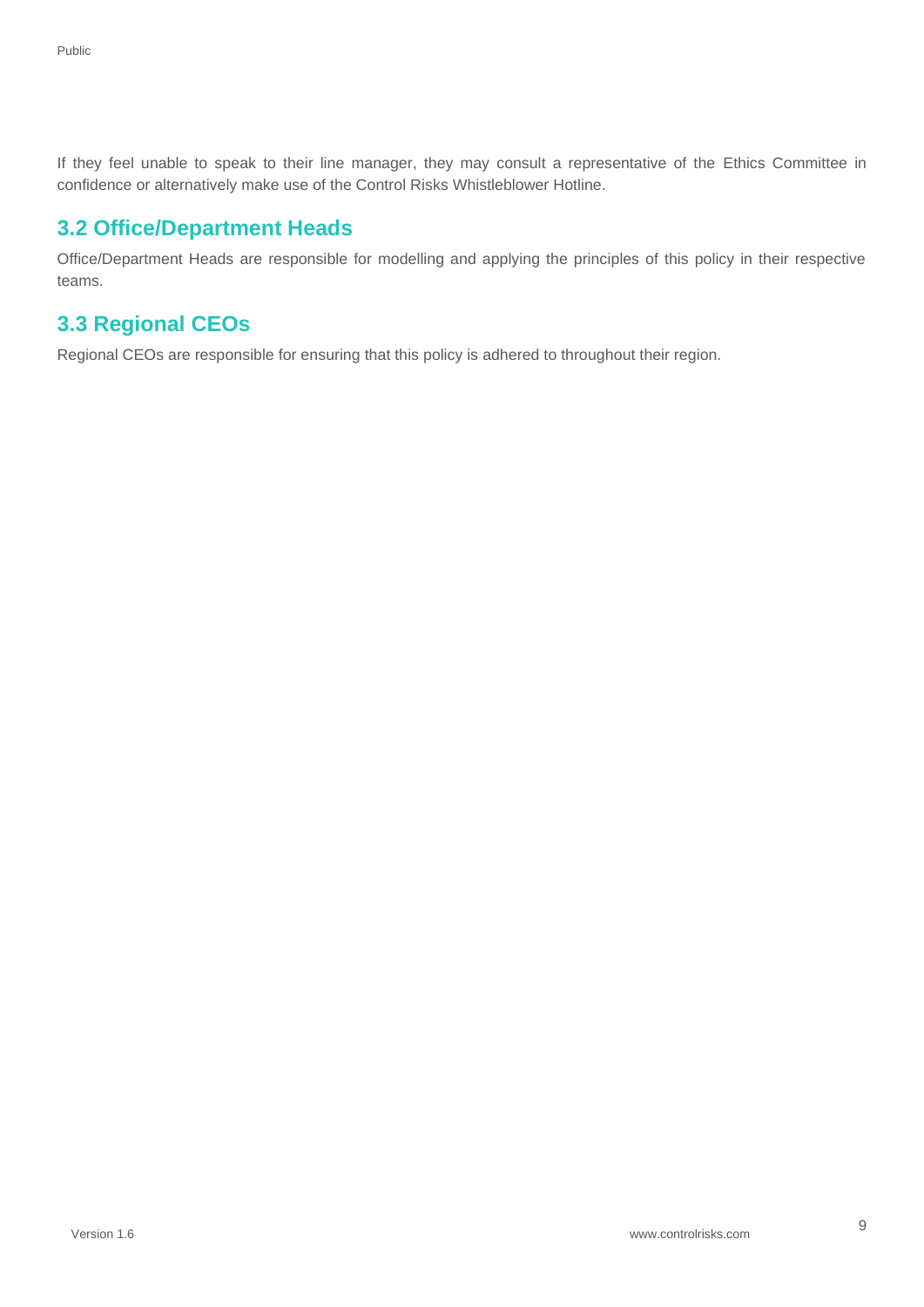If they feel unable to speak to their line manager, they may consult a representative of the Ethics Committee in confidence or alternatively make use of the Control Risks Whistleblower Hotline.

## 3.2 Office/Department Heads

Office/Department Heads are responsible for modelling and applying the principles of this policy in their respective teams.

## 3.3 Regional CEOs

Regional CEOs are responsible for ensuring that this policy is adhered to throughout their region.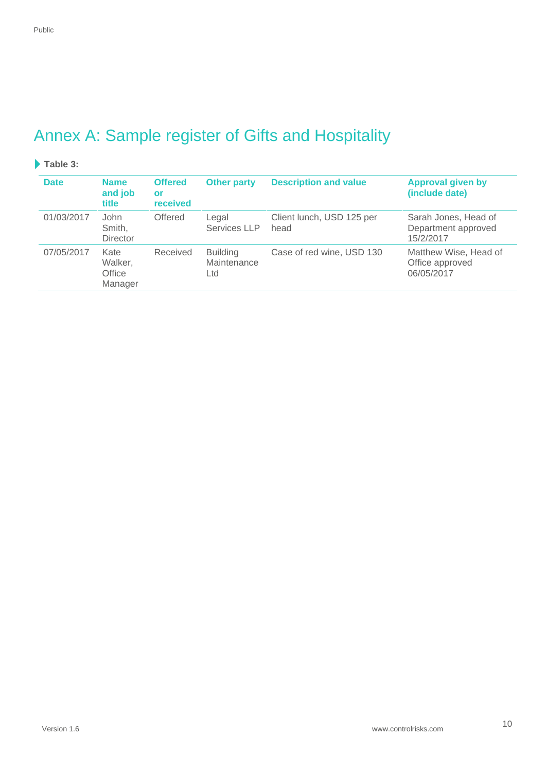# Annex A: Sample register of Gifts and Hospitality

**Table 3:**

| Date | Name and job title | Offered or received | Other party | Description and value | Approval given by (include date) |
|---|---|---|---|---|---|
| 01/03/2017 | John Smith, Director | Offered | Legal Services LLP | Client lunch, USD 125 per head | Sarah Jones, Head of Department approved 15/2/2017 |
| 07/05/2017 | Kate Walker, Office Manager | Received | Building Maintenance Ltd | Case of red wine, USD 130 | Matthew Wise, Head of Office approved 06/05/2017 |